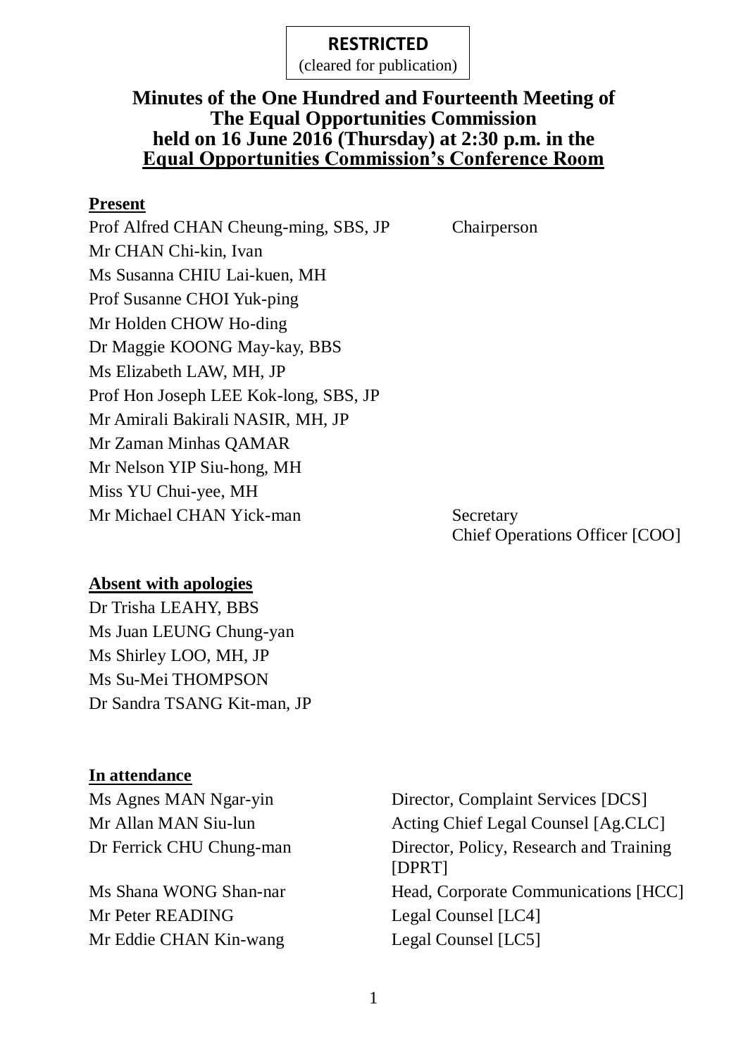**RESTRICTED**
(cleared for publication)

# Minutes of the One Hundred and Fourteenth Meeting of The Equal Opportunities Commission held on 16 June 2016 (Thursday) at 2:30 p.m. in the Equal Opportunities Commission's Conference Room

**Present**

| | |
|---|---|
| Prof Alfred CHAN Cheung-ming, SBS, JP | Chairperson |
| Mr CHAN Chi-kin, Ivan | |
| Ms Susanna CHIU Lai-kuen, MH | |
| Prof Susanne CHOI Yuk-ping | |
| Mr Holden CHOW Ho-ding | |
| Dr Maggie KOONG May-kay, BBS | |
| Ms Elizabeth LAW, MH, JP | |
| Prof Hon Joseph LEE Kok-long, SBS, JP | |
| Mr Amirali Bakirali NASIR, MH, JP | |
| Mr Zaman Minhas QAMAR | |
| Mr Nelson YIP Siu-hong, MH | |
| Miss YU Chui-yee, MH | |
| Mr Michael CHAN Yick-man | Secretary<br>Chief Operations Officer [COO] |

**Absent with apologies**

Dr Trisha LEAHY, BBS
Ms Juan LEUNG Chung-yan
Ms Shirley LOO, MH, JP
Ms Su-Mei THOMPSON
Dr Sandra TSANG Kit-man, JP

**In attendance**

| | |
|---|---|
| Ms Agnes MAN Ngar-yin | Director, Complaint Services [DCS] |
| Mr Allan MAN Siu-lun | Acting Chief Legal Counsel [Ag.CLC] |
| Dr Ferrick CHU Chung-man | Director, Policy, Research and Training [DPRT] |
| Ms Shana WONG Shan-nar | Head, Corporate Communications [HCC] |
| Mr Peter READING | Legal Counsel [LC4] |
| Mr Eddie CHAN Kin-wang | Legal Counsel [LC5] |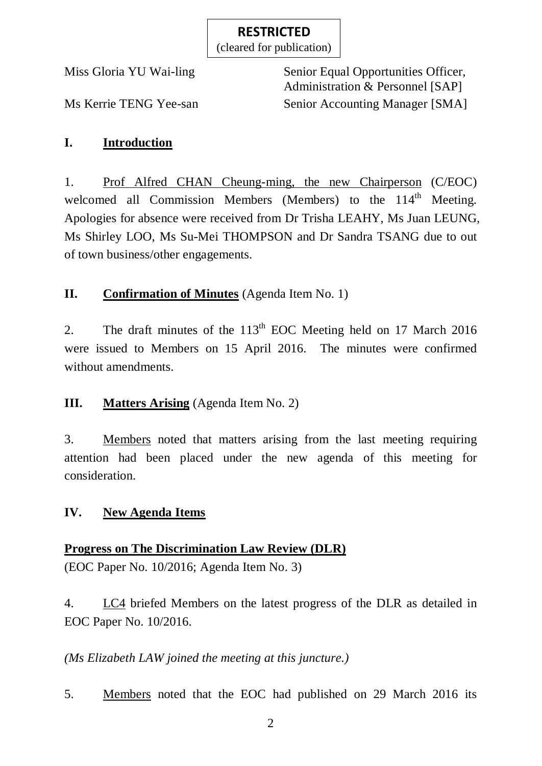**RESTRICTED**
(cleared for publication)

Miss Gloria YU Wai-ling — Senior Equal Opportunities Officer, Administration & Personnel [SAP]

Ms Kerrie TENG Yee-san — Senior Accounting Manager [SMA]

## I. Introduction

1. Prof Alfred CHAN Cheung-ming, the new Chairperson (C/EOC) welcomed all Commission Members (Members) to the 114th Meeting. Apologies for absence were received from Dr Trisha LEAHY, Ms Juan LEUNG, Ms Shirley LOO, Ms Su-Mei THOMPSON and Dr Sandra TSANG due to out of town business/other engagements.

## II. Confirmation of Minutes (Agenda Item No. 1)

2. The draft minutes of the 113th EOC Meeting held on 17 March 2016 were issued to Members on 15 April 2016. The minutes were confirmed without amendments.

## III. Matters Arising (Agenda Item No. 2)

3. Members noted that matters arising from the last meeting requiring attention had been placed under the new agenda of this meeting for consideration.

## IV. New Agenda Items

### Progress on The Discrimination Law Review (DLR)

(EOC Paper No. 10/2016; Agenda Item No. 3)

4. LC4 briefed Members on the latest progress of the DLR as detailed in EOC Paper No. 10/2016.

*(Ms Elizabeth LAW joined the meeting at this juncture.)*

5. Members noted that the EOC had published on 29 March 2016 its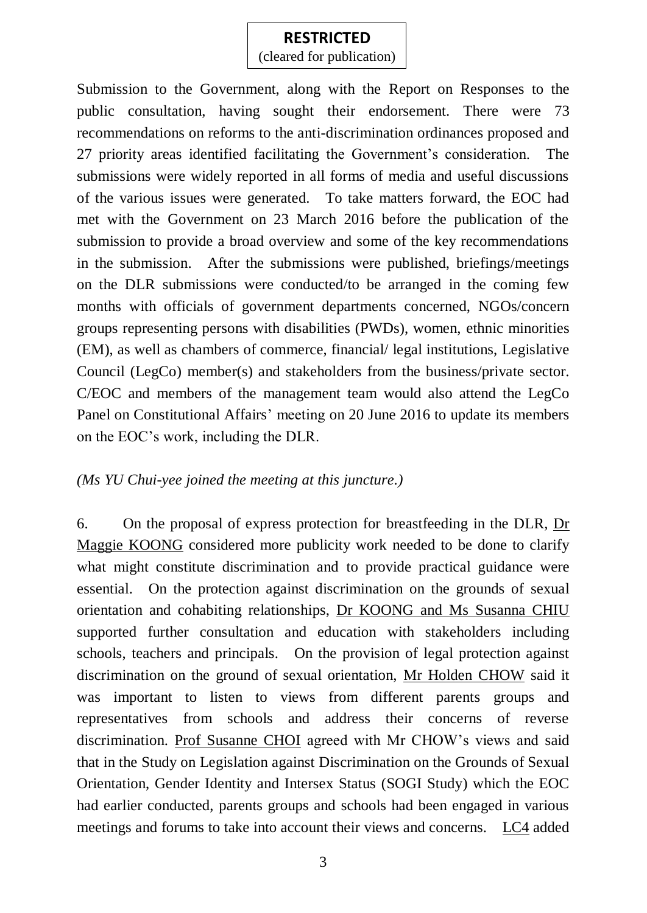**RESTRICTED**
(cleared for publication)

Submission to the Government, along with the Report on Responses to the public consultation, having sought their endorsement. There were 73 recommendations on reforms to the anti-discrimination ordinances proposed and 27 priority areas identified facilitating the Government's consideration. The submissions were widely reported in all forms of media and useful discussions of the various issues were generated. To take matters forward, the EOC had met with the Government on 23 March 2016 before the publication of the submission to provide a broad overview and some of the key recommendations in the submission. After the submissions were published, briefings/meetings on the DLR submissions were conducted/to be arranged in the coming few months with officials of government departments concerned, NGOs/concern groups representing persons with disabilities (PWDs), women, ethnic minorities (EM), as well as chambers of commerce, financial/ legal institutions, Legislative Council (LegCo) member(s) and stakeholders from the business/private sector. C/EOC and members of the management team would also attend the LegCo Panel on Constitutional Affairs' meeting on 20 June 2016 to update its members on the EOC's work, including the DLR.

*(Ms YU Chui-yee joined the meeting at this juncture.)*

6. On the proposal of express protection for breastfeeding in the DLR, Dr Maggie KOONG considered more publicity work needed to be done to clarify what might constitute discrimination and to provide practical guidance were essential. On the protection against discrimination on the grounds of sexual orientation and cohabiting relationships, Dr KOONG and Ms Susanna CHIU supported further consultation and education with stakeholders including schools, teachers and principals. On the provision of legal protection against discrimination on the ground of sexual orientation, Mr Holden CHOW said it was important to listen to views from different parents groups and representatives from schools and address their concerns of reverse discrimination. Prof Susanne CHOI agreed with Mr CHOW's views and said that in the Study on Legislation against Discrimination on the Grounds of Sexual Orientation, Gender Identity and Intersex Status (SOGI Study) which the EOC had earlier conducted, parents groups and schools had been engaged in various meetings and forums to take into account their views and concerns. LC4 added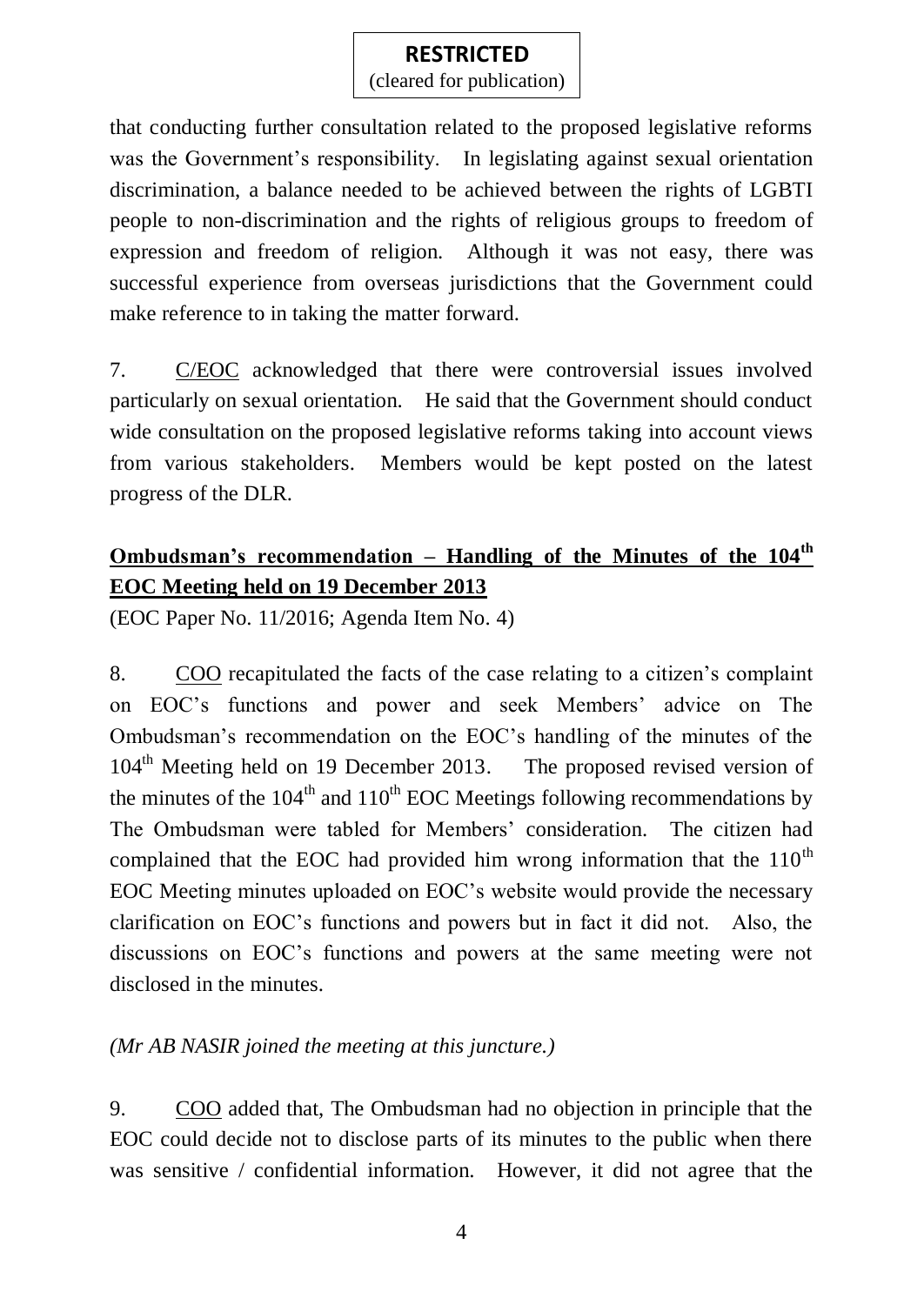**RESTRICTED**
(cleared for publication)

that conducting further consultation related to the proposed legislative reforms was the Government's responsibility. In legislating against sexual orientation discrimination, a balance needed to be achieved between the rights of LGBTI people to non-discrimination and the rights of religious groups to freedom of expression and freedom of religion. Although it was not easy, there was successful experience from overseas jurisdictions that the Government could make reference to in taking the matter forward.

7. C/EOC acknowledged that there were controversial issues involved particularly on sexual orientation. He said that the Government should conduct wide consultation on the proposed legislative reforms taking into account views from various stakeholders. Members would be kept posted on the latest progress of the DLR.

**Ombudsman's recommendation – Handling of the Minutes of the 104th EOC Meeting held on 19 December 2013**

(EOC Paper No. 11/2016; Agenda Item No. 4)

8. COO recapitulated the facts of the case relating to a citizen's complaint on EOC's functions and power and seek Members' advice on The Ombudsman's recommendation on the EOC's handling of the minutes of the 104th Meeting held on 19 December 2013. The proposed revised version of the minutes of the 104th and 110th EOC Meetings following recommendations by The Ombudsman were tabled for Members' consideration. The citizen had complained that the EOC had provided him wrong information that the 110th EOC Meeting minutes uploaded on EOC's website would provide the necessary clarification on EOC's functions and powers but in fact it did not. Also, the discussions on EOC's functions and powers at the same meeting were not disclosed in the minutes.

*(Mr AB NASIR joined the meeting at this juncture.)*

9. COO added that, The Ombudsman had no objection in principle that the EOC could decide not to disclose parts of its minutes to the public when there was sensitive / confidential information. However, it did not agree that the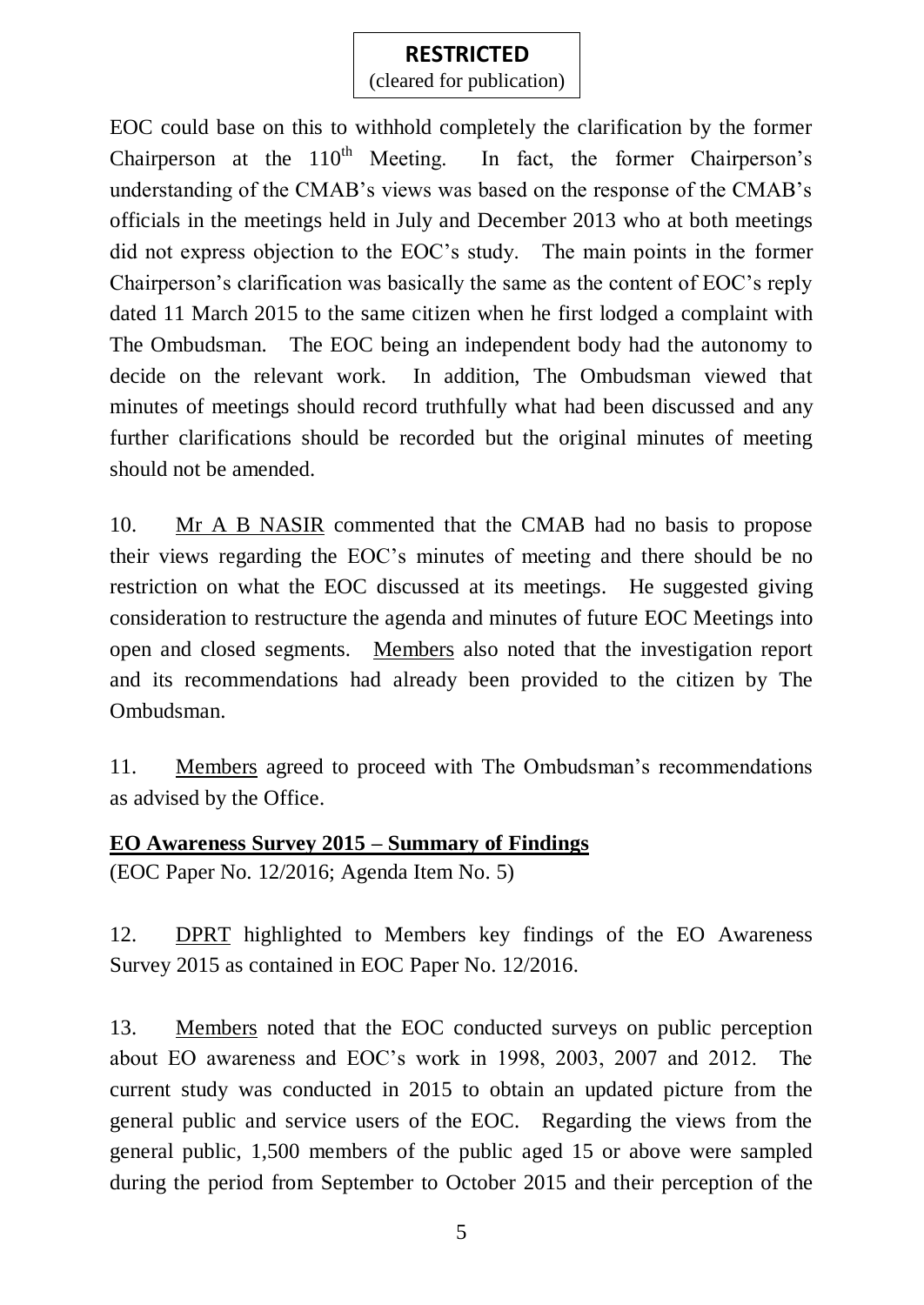**RESTRICTED**
(cleared for publication)

EOC could base on this to withhold completely the clarification by the former Chairperson at the 110th Meeting. In fact, the former Chairperson's understanding of the CMAB's views was based on the response of the CMAB's officials in the meetings held in July and December 2013 who at both meetings did not express objection to the EOC's study. The main points in the former Chairperson's clarification was basically the same as the content of EOC's reply dated 11 March 2015 to the same citizen when he first lodged a complaint with The Ombudsman. The EOC being an independent body had the autonomy to decide on the relevant work. In addition, The Ombudsman viewed that minutes of meetings should record truthfully what had been discussed and any further clarifications should be recorded but the original minutes of meeting should not be amended.

10. Mr A B NASIR commented that the CMAB had no basis to propose their views regarding the EOC's minutes of meeting and there should be no restriction on what the EOC discussed at its meetings. He suggested giving consideration to restructure the agenda and minutes of future EOC Meetings into open and closed segments. Members also noted that the investigation report and its recommendations had already been provided to the citizen by The Ombudsman.

11. Members agreed to proceed with The Ombudsman's recommendations as advised by the Office.

**EO Awareness Survey 2015 – Summary of Findings**
(EOC Paper No. 12/2016; Agenda Item No. 5)

12. DPRT highlighted to Members key findings of the EO Awareness Survey 2015 as contained in EOC Paper No. 12/2016.

13. Members noted that the EOC conducted surveys on public perception about EO awareness and EOC's work in 1998, 2003, 2007 and 2012. The current study was conducted in 2015 to obtain an updated picture from the general public and service users of the EOC. Regarding the views from the general public, 1,500 members of the public aged 15 or above were sampled during the period from September to October 2015 and their perception of the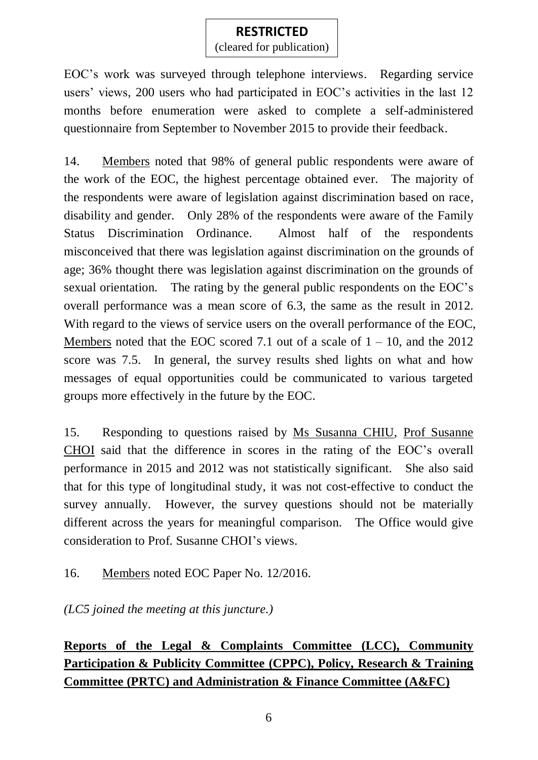**RESTRICTED**
(cleared for publication)

EOC's work was surveyed through telephone interviews. Regarding service users' views, 200 users who had participated in EOC's activities in the last 12 months before enumeration were asked to complete a self-administered questionnaire from September to November 2015 to provide their feedback.

14. Members noted that 98% of general public respondents were aware of the work of the EOC, the highest percentage obtained ever. The majority of the respondents were aware of legislation against discrimination based on race, disability and gender. Only 28% of the respondents were aware of the Family Status Discrimination Ordinance. Almost half of the respondents misconceived that there was legislation against discrimination on the grounds of age; 36% thought there was legislation against discrimination on the grounds of sexual orientation. The rating by the general public respondents on the EOC's overall performance was a mean score of 6.3, the same as the result in 2012. With regard to the views of service users on the overall performance of the EOC, Members noted that the EOC scored 7.1 out of a scale of 1 – 10, and the 2012 score was 7.5. In general, the survey results shed lights on what and how messages of equal opportunities could be communicated to various targeted groups more effectively in the future by the EOC.

15. Responding to questions raised by Ms Susanna CHIU, Prof Susanne CHOI said that the difference in scores in the rating of the EOC's overall performance in 2015 and 2012 was not statistically significant. She also said that for this type of longitudinal study, it was not cost-effective to conduct the survey annually. However, the survey questions should not be materially different across the years for meaningful comparison. The Office would give consideration to Prof. Susanne CHOI's views.

16. Members noted EOC Paper No. 12/2016.

*(LC5 joined the meeting at this juncture.)*

**Reports of the Legal & Complaints Committee (LCC), Community Participation & Publicity Committee (CPPC), Policy, Research & Training Committee (PRTC) and Administration & Finance Committee (A&FC)**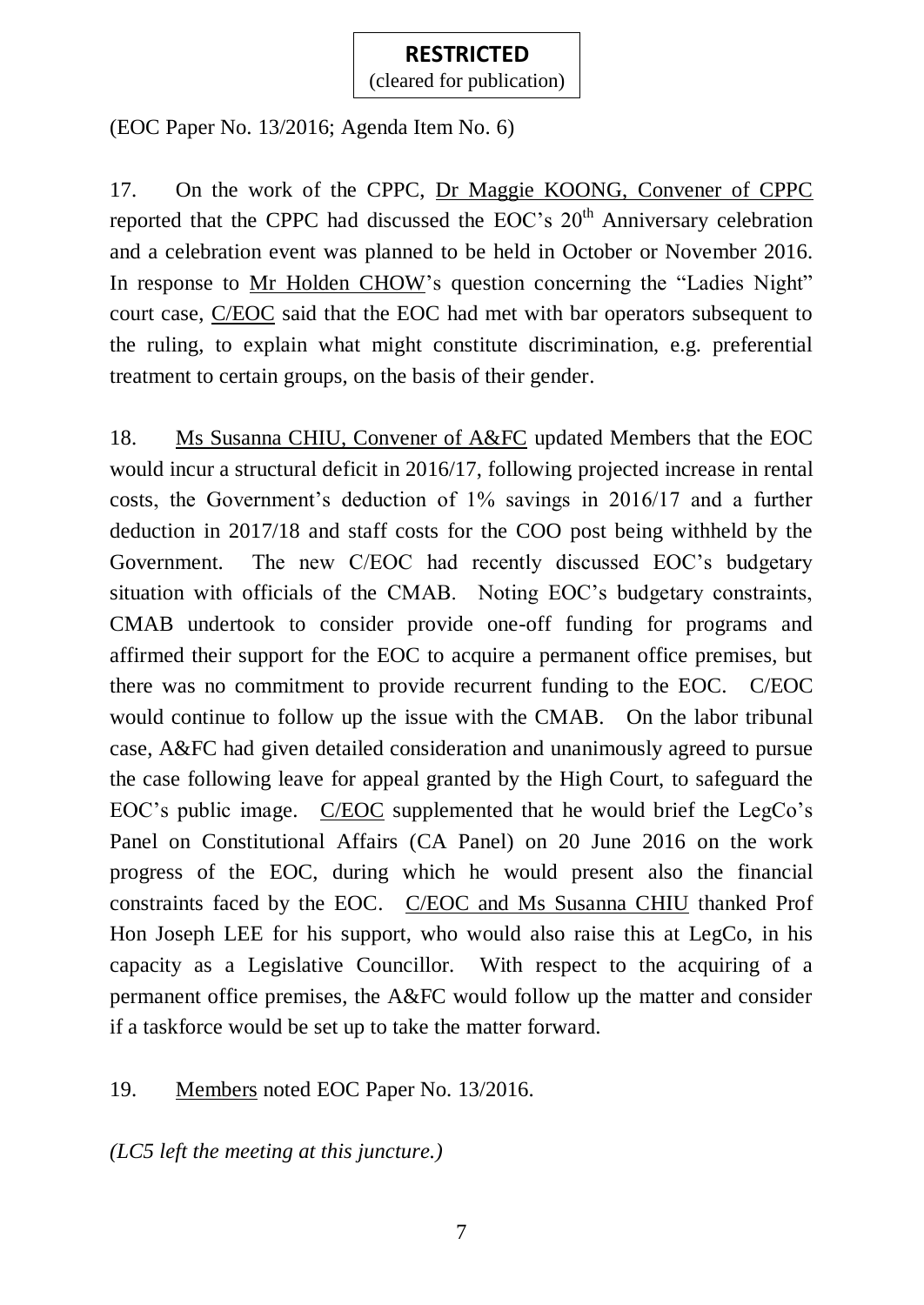**RESTRICTED**
(cleared for publication)

(EOC Paper No. 13/2016; Agenda Item No. 6)

17. On the work of the CPPC, Dr Maggie KOONG, Convener of CPPC reported that the CPPC had discussed the EOC's 20th Anniversary celebration and a celebration event was planned to be held in October or November 2016. In response to Mr Holden CHOW's question concerning the "Ladies Night" court case, C/EOC said that the EOC had met with bar operators subsequent to the ruling, to explain what might constitute discrimination, e.g. preferential treatment to certain groups, on the basis of their gender.

18. Ms Susanna CHIU, Convener of A&FC updated Members that the EOC would incur a structural deficit in 2016/17, following projected increase in rental costs, the Government's deduction of 1% savings in 2016/17 and a further deduction in 2017/18 and staff costs for the COO post being withheld by the Government. The new C/EOC had recently discussed EOC's budgetary situation with officials of the CMAB. Noting EOC's budgetary constraints, CMAB undertook to consider provide one-off funding for programs and affirmed their support for the EOC to acquire a permanent office premises, but there was no commitment to provide recurrent funding to the EOC. C/EOC would continue to follow up the issue with the CMAB. On the labor tribunal case, A&FC had given detailed consideration and unanimously agreed to pursue the case following leave for appeal granted by the High Court, to safeguard the EOC's public image. C/EOC supplemented that he would brief the LegCo's Panel on Constitutional Affairs (CA Panel) on 20 June 2016 on the work progress of the EOC, during which he would present also the financial constraints faced by the EOC. C/EOC and Ms Susanna CHIU thanked Prof Hon Joseph LEE for his support, who would also raise this at LegCo, in his capacity as a Legislative Councillor. With respect to the acquiring of a permanent office premises, the A&FC would follow up the matter and consider if a taskforce would be set up to take the matter forward.

19. Members noted EOC Paper No. 13/2016.

*(LC5 left the meeting at this juncture.)*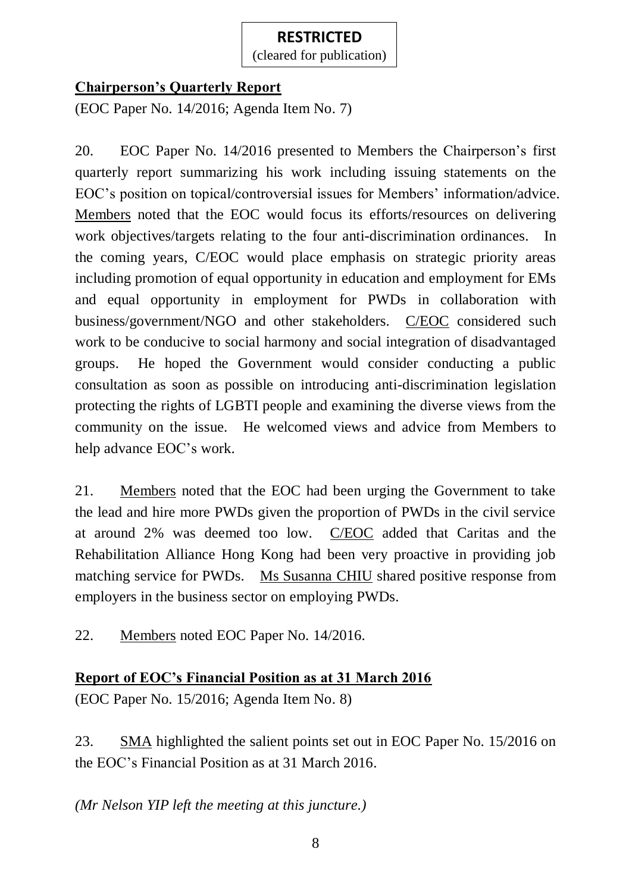**RESTRICTED**
(cleared for publication)

**<u>Chairperson's Quarterly Report</u>**

(EOC Paper No. 14/2016; Agenda Item No. 7)

20. EOC Paper No. 14/2016 presented to Members the Chairperson's first quarterly report summarizing his work including issuing statements on the EOC's position on topical/controversial issues for Members' information/advice. <u>Members</u> noted that the EOC would focus its efforts/resources on delivering work objectives/targets relating to the four anti-discrimination ordinances. In the coming years, C/EOC would place emphasis on strategic priority areas including promotion of equal opportunity in education and employment for EMs and equal opportunity in employment for PWDs in collaboration with business/government/NGO and other stakeholders. <u>C/EOC</u> considered such work to be conducive to social harmony and social integration of disadvantaged groups. He hoped the Government would consider conducting a public consultation as soon as possible on introducing anti-discrimination legislation protecting the rights of LGBTI people and examining the diverse views from the community on the issue. He welcomed views and advice from Members to help advance EOC's work.

21. <u>Members</u> noted that the EOC had been urging the Government to take the lead and hire more PWDs given the proportion of PWDs in the civil service at around 2% was deemed too low. <u>C/EOC</u> added that Caritas and the Rehabilitation Alliance Hong Kong had been very proactive in providing job matching service for PWDs. <u>Ms Susanna CHIU</u> shared positive response from employers in the business sector on employing PWDs.

22. <u>Members</u> noted EOC Paper No. 14/2016.

**<u>Report of EOC's Financial Position as at 31 March 2016</u>**

(EOC Paper No. 15/2016; Agenda Item No. 8)

23. <u>SMA</u> highlighted the salient points set out in EOC Paper No. 15/2016 on the EOC's Financial Position as at 31 March 2016.

*(Mr Nelson YIP left the meeting at this juncture.)*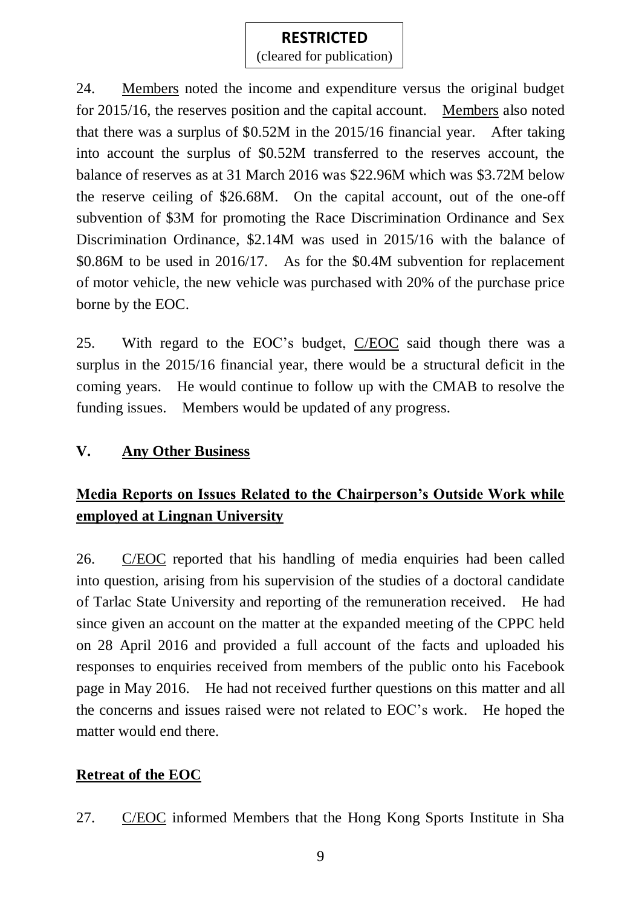24. Members noted the income and expenditure versus the original budget for 2015/16, the reserves position and the capital account. Members also noted that there was a surplus of $0.52M in the 2015/16 financial year. After taking into account the surplus of $0.52M transferred to the reserves account, the balance of reserves as at 31 March 2016 was $22.96M which was $3.72M below the reserve ceiling of $26.68M. On the capital account, out of the one-off subvention of $3M for promoting the Race Discrimination Ordinance and Sex Discrimination Ordinance, $2.14M was used in 2015/16 with the balance of $0.86M to be used in 2016/17. As for the $0.4M subvention for replacement of motor vehicle, the new vehicle was purchased with 20% of the purchase price borne by the EOC.

25. With regard to the EOC's budget, C/EOC said though there was a surplus in the 2015/16 financial year, there would be a structural deficit in the coming years. He would continue to follow up with the CMAB to resolve the funding issues. Members would be updated of any progress.

## V. Any Other Business

### Media Reports on Issues Related to the Chairperson's Outside Work while employed at Lingnan University

26. C/EOC reported that his handling of media enquiries had been called into question, arising from his supervision of the studies of a doctoral candidate of Tarlac State University and reporting of the remuneration received. He had since given an account on the matter at the expanded meeting of the CPPC held on 28 April 2016 and provided a full account of the facts and uploaded his responses to enquiries received from members of the public onto his Facebook page in May 2016. He had not received further questions on this matter and all the concerns and issues raised were not related to EOC's work. He hoped the matter would end there.

### Retreat of the EOC

27. C/EOC informed Members that the Hong Kong Sports Institute in Sha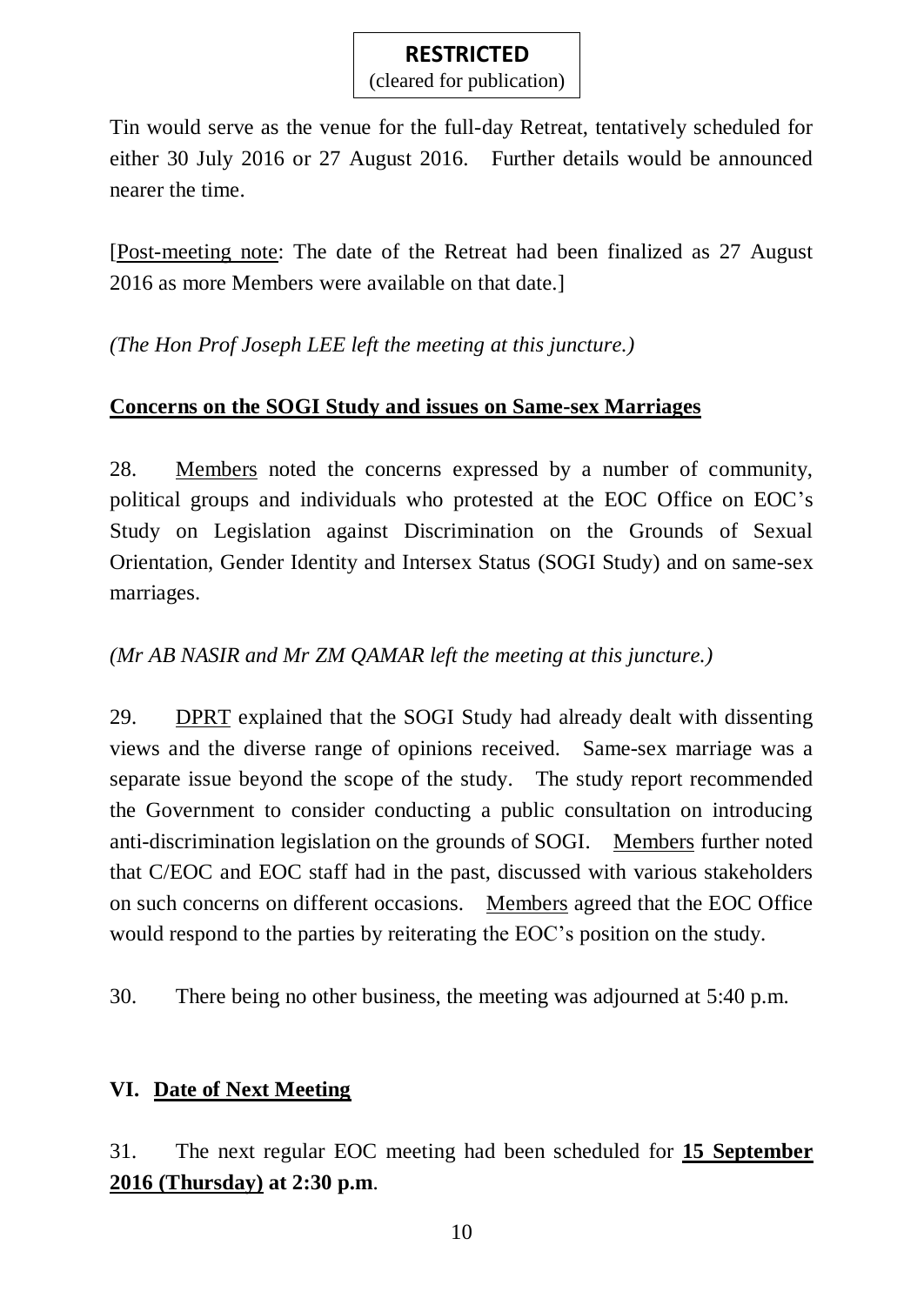**RESTRICTED**
(cleared for publication)

Tin would serve as the venue for the full-day Retreat, tentatively scheduled for either 30 July 2016 or 27 August 2016. Further details would be announced nearer the time.

[Post-meeting note: The date of the Retreat had been finalized as 27 August 2016 as more Members were available on that date.]

*(The Hon Prof Joseph LEE left the meeting at this juncture.)*

**Concerns on the SOGI Study and issues on Same-sex Marriages**

28. Members noted the concerns expressed by a number of community, political groups and individuals who protested at the EOC Office on EOC's Study on Legislation against Discrimination on the Grounds of Sexual Orientation, Gender Identity and Intersex Status (SOGI Study) and on same-sex marriages.

*(Mr AB NASIR and Mr ZM QAMAR left the meeting at this juncture.)*

29. DPRT explained that the SOGI Study had already dealt with dissenting views and the diverse range of opinions received. Same-sex marriage was a separate issue beyond the scope of the study. The study report recommended the Government to consider conducting a public consultation on introducing anti-discrimination legislation on the grounds of SOGI. Members further noted that C/EOC and EOC staff had in the past, discussed with various stakeholders on such concerns on different occasions. Members agreed that the EOC Office would respond to the parties by reiterating the EOC's position on the study.

30. There being no other business, the meeting was adjourned at 5:40 p.m.

## VI. Date of Next Meeting

31. The next regular EOC meeting had been scheduled for **15 September 2016 (Thursday) at 2:30 p.m**.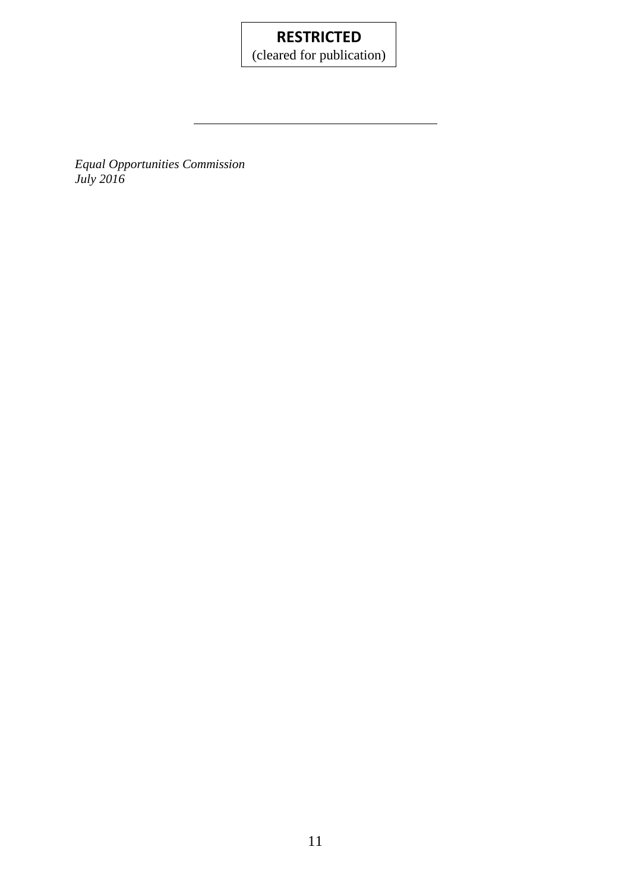**RESTRICTED**
(cleared for publication)

---

*Equal Opportunities Commission*
*July 2016*